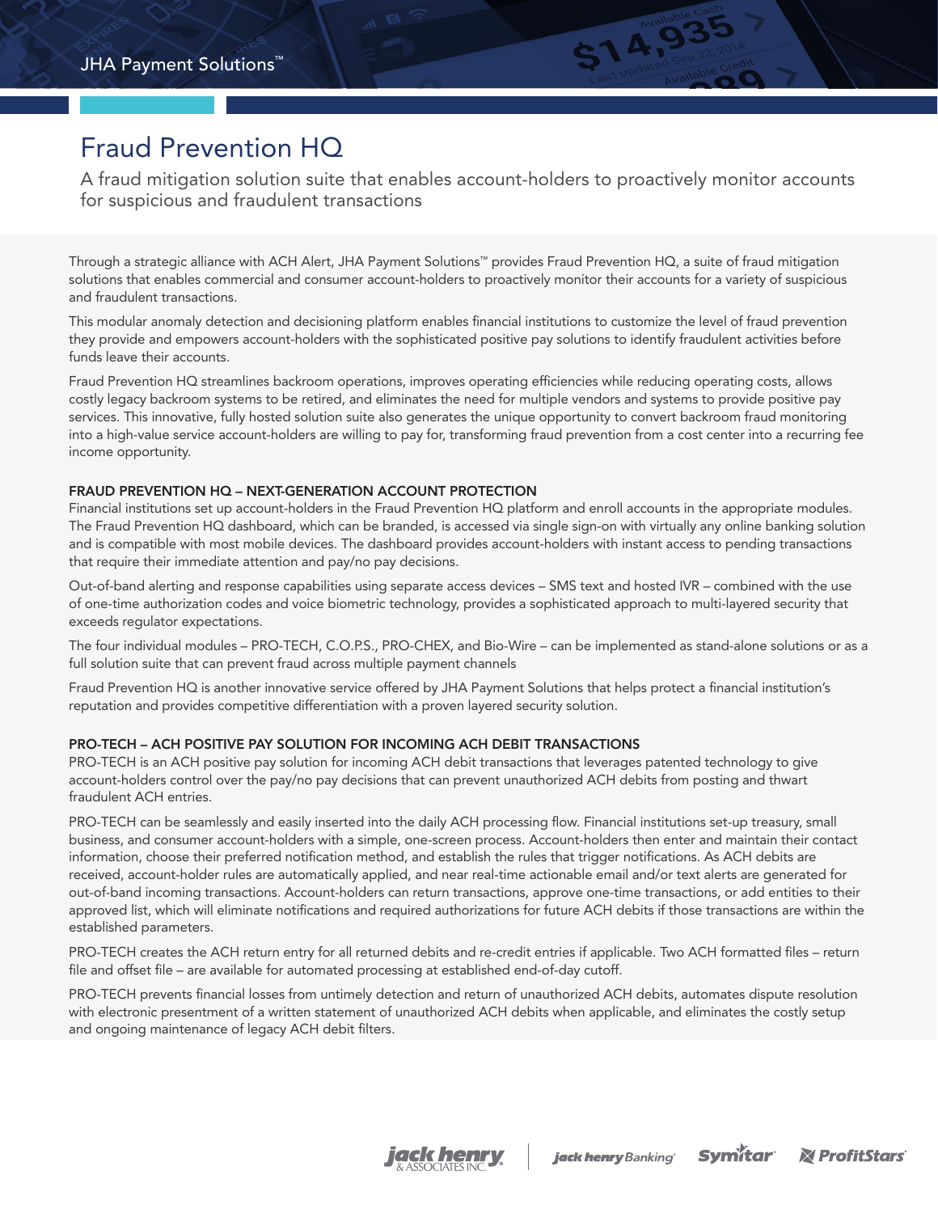JHA Payment Solutions™

# Fraud Prevention HQ

A fraud mitigation solution suite that enables account-holders to proactively monitor accounts for suspicious and fraudulent transactions

Through a strategic alliance with ACH Alert, JHA Payment Solutions™ provides Fraud Prevention HQ, a suite of fraud mitigation solutions that enables commercial and consumer account-holders to proactively monitor their accounts for a variety of suspicious and fraudulent transactions.

This modular anomaly detection and decisioning platform enables financial institutions to customize the level of fraud prevention they provide and empowers account-holders with the sophisticated positive pay solutions to identify fraudulent activities before funds leave their accounts.

Fraud Prevention HQ streamlines backroom operations, improves operating efficiencies while reducing operating costs, allows costly legacy backroom systems to be retired, and eliminates the need for multiple vendors and systems to provide positive pay services. This innovative, fully hosted solution suite also generates the unique opportunity to convert backroom fraud monitoring into a high-value service account-holders are willing to pay for, transforming fraud prevention from a cost center into a recurring fee income opportunity.

## FRAUD PREVENTION HQ – NEXT-GENERATION ACCOUNT PROTECTION

Financial institutions set up account-holders in the Fraud Prevention HQ platform and enroll accounts in the appropriate modules. The Fraud Prevention HQ dashboard, which can be branded, is accessed via single sign-on with virtually any online banking solution and is compatible with most mobile devices. The dashboard provides account-holders with instant access to pending transactions that require their immediate attention and pay/no pay decisions.

Out-of-band alerting and response capabilities using separate access devices – SMS text and hosted IVR – combined with the use of one-time authorization codes and voice biometric technology, provides a sophisticated approach to multi-layered security that exceeds regulator expectations.

The four individual modules – PRO-TECH, C.O.P.S., PRO-CHEX, and Bio-Wire – can be implemented as stand-alone solutions or as a full solution suite that can prevent fraud across multiple payment channels

Fraud Prevention HQ is another innovative service offered by JHA Payment Solutions that helps protect a financial institution's reputation and provides competitive differentiation with a proven layered security solution.

## PRO-TECH – ACH POSITIVE PAY SOLUTION FOR INCOMING ACH DEBIT TRANSACTIONS

PRO-TECH is an ACH positive pay solution for incoming ACH debit transactions that leverages patented technology to give account-holders control over the pay/no pay decisions that can prevent unauthorized ACH debits from posting and thwart fraudulent ACH entries.

PRO-TECH can be seamlessly and easily inserted into the daily ACH processing flow. Financial institutions set-up treasury, small business, and consumer account-holders with a simple, one-screen process. Account-holders then enter and maintain their contact information, choose their preferred notification method, and establish the rules that trigger notifications. As ACH debits are received, account-holder rules are automatically applied, and near real-time actionable email and/or text alerts are generated for out-of-band incoming transactions. Account-holders can return transactions, approve one-time transactions, or add entities to their approved list, which will eliminate notifications and required authorizations for future ACH debits if those transactions are within the established parameters.

PRO-TECH creates the ACH return entry for all returned debits and re-credit entries if applicable. Two ACH formatted files – return file and offset file – are available for automated processing at established end-of-day cutoff.

PRO-TECH prevents financial losses from untimely detection and return of unauthorized ACH debits, automates dispute resolution with electronic presentment of a written statement of unauthorized ACH debits when applicable, and eliminates the costly setup and ongoing maintenance of legacy ACH debit filters.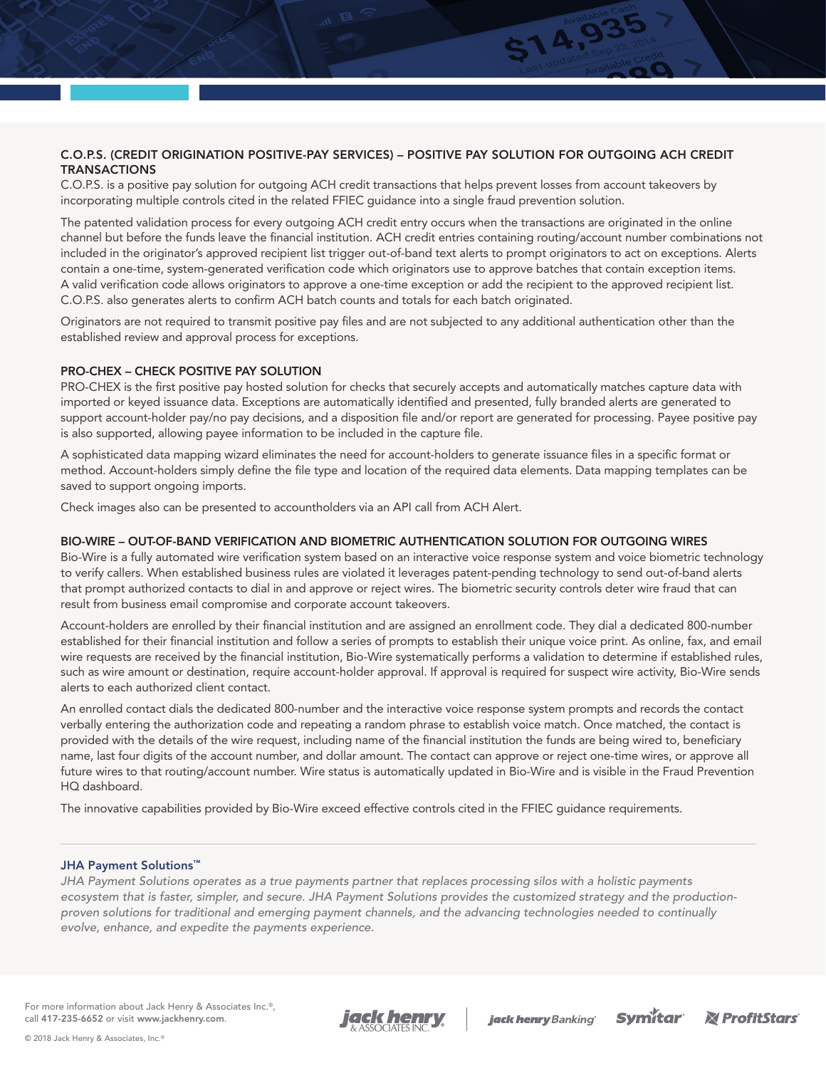## C.O.P.S. (CREDIT ORIGINATION POSITIVE-PAY SERVICES) – POSITIVE PAY SOLUTION FOR OUTGOING ACH CREDIT TRANSACTIONS

C.O.P.S. is a positive pay solution for outgoing ACH credit transactions that helps prevent losses from account takeovers by incorporating multiple controls cited in the related FFIEC guidance into a single fraud prevention solution.

The patented validation process for every outgoing ACH credit entry occurs when the transactions are originated in the online channel but before the funds leave the financial institution. ACH credit entries containing routing/account number combinations not included in the originator's approved recipient list trigger out-of-band text alerts to prompt originators to act on exceptions. Alerts contain a one-time, system-generated verification code which originators use to approve batches that contain exception items. A valid verification code allows originators to approve a one-time exception or add the recipient to the approved recipient list. C.O.P.S. also generates alerts to confirm ACH batch counts and totals for each batch originated.

Originators are not required to transmit positive pay files and are not subjected to any additional authentication other than the established review and approval process for exceptions.

## PRO-CHEX – CHECK POSITIVE PAY SOLUTION

PRO-CHEX is the first positive pay hosted solution for checks that securely accepts and automatically matches capture data with imported or keyed issuance data. Exceptions are automatically identified and presented, fully branded alerts are generated to support account-holder pay/no pay decisions, and a disposition file and/or report are generated for processing. Payee positive pay is also supported, allowing payee information to be included in the capture file.

A sophisticated data mapping wizard eliminates the need for account-holders to generate issuance files in a specific format or method. Account-holders simply define the file type and location of the required data elements. Data mapping templates can be saved to support ongoing imports.

Check images also can be presented to accountholders via an API call from ACH Alert.

## BIO-WIRE – OUT-OF-BAND VERIFICATION AND BIOMETRIC AUTHENTICATION SOLUTION FOR OUTGOING WIRES

Bio-Wire is a fully automated wire verification system based on an interactive voice response system and voice biometric technology to verify callers. When established business rules are violated it leverages patent-pending technology to send out-of-band alerts that prompt authorized contacts to dial in and approve or reject wires. The biometric security controls deter wire fraud that can result from business email compromise and corporate account takeovers.

Account-holders are enrolled by their financial institution and are assigned an enrollment code. They dial a dedicated 800-number established for their financial institution and follow a series of prompts to establish their unique voice print. As online, fax, and email wire requests are received by the financial institution, Bio-Wire systematically performs a validation to determine if established rules, such as wire amount or destination, require account-holder approval. If approval is required for suspect wire activity, Bio-Wire sends alerts to each authorized client contact.

An enrolled contact dials the dedicated 800-number and the interactive voice response system prompts and records the contact verbally entering the authorization code and repeating a random phrase to establish voice match. Once matched, the contact is provided with the details of the wire request, including name of the financial institution the funds are being wired to, beneficiary name, last four digits of the account number, and dollar amount. The contact can approve or reject one-time wires, or approve all future wires to that routing/account number. Wire status is automatically updated in Bio-Wire and is visible in the Fraud Prevention HQ dashboard.

The innovative capabilities provided by Bio-Wire exceed effective controls cited in the FFIEC guidance requirements.

---

### JHA Payment Solutions™

*JHA Payment Solutions operates as a true payments partner that replaces processing silos with a holistic payments ecosystem that is faster, simpler, and secure. JHA Payment Solutions provides the customized strategy and the production-proven solutions for traditional and emerging payment channels, and the advancing technologies needed to continually evolve, enhance, and expedite the payments experience.*

For more information about Jack Henry & Associates Inc.®, call **417-235-6652** or visit **www.jackhenry.com**.

© 2018 Jack Henry & Associates, Inc.®